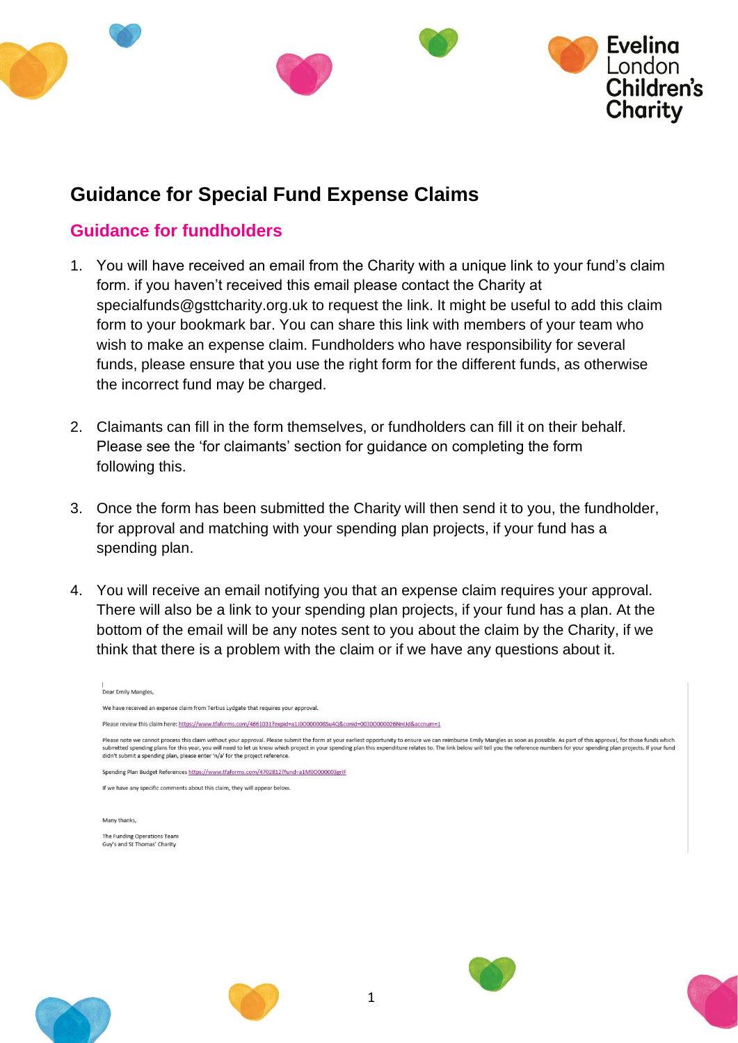# Guidance for Special Fund Expense Claims

## Guidance for fundholders

1. You will have received an email from the Charity with a unique link to your fund's claim form. if you haven't received this email please contact the Charity at specialfunds@gsttcharity.org.uk to request the link. It might be useful to add this claim form to your bookmark bar. You can share this link with members of your team who wish to make an expense claim. Fundholders who have responsibility for several funds, please ensure that you use the right form for the different funds, as otherwise the incorrect fund may be charged.

2. Claimants can fill in the form themselves, or fundholders can fill it on their behalf. Please see the 'for claimants' section for guidance on completing the form following this.

3. Once the form has been submitted the Charity will then send it to you, the fundholder, for approval and matching with your spending plan projects, if your fund has a spending plan.

4. You will receive an email notifying you that an expense claim requires your approval. There will also be a link to your spending plan projects, if your fund has a plan. At the bottom of the email will be any notes sent to you about the claim by the Charity, if we think that there is a problem with the claim or if we have any questions about it.

Dear Emily Mangles,

We have received an expense claim from Tertius Lydgate that requires your approval.

Please review this claim here: https://www.tfaforms.com/4661031?expid=a1J0O000085u4Q&conid=0030O000026NnUd&accnum=1

Please note we cannot process this claim without your approval. Please submit the form at your earliest opportunity to ensure we can reimburse Emily Mangles as soon as possible. As part of this approval, for those funds which submitted spending plans for this year, you will need to let us know which project in your spending plan this expenditure relates to. The link below will tell you the reference numbers for your spending plan projects. If your fund didn't submit a spending plan, please enter 'n/a' for the project reference.

Spending Plan Budget References https://www.tfaforms.com/4702812?fund=a1M0O000003grIF

If we have any specific comments about this claim, they will appear below.

Many thanks,

The Funding Operations Team
Guy's and St Thomas' Charity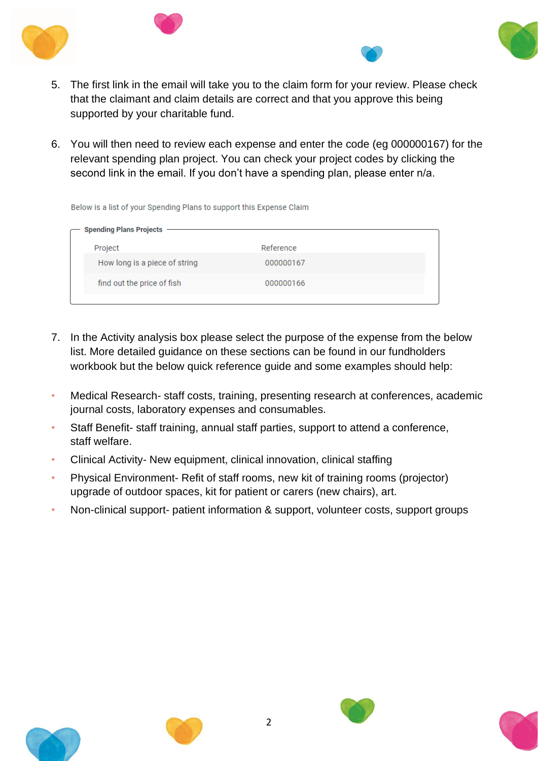5. The first link in the email will take you to the claim form for your review. Please check that the claimant and claim details are correct and that you approve this being supported by your charitable fund.

6. You will then need to review each expense and enter the code (eg 000000167) for the relevant spending plan project. You can check your project codes by clicking the second link in the email. If you don't have a spending plan, please enter n/a.

Below is a list of your Spending Plans to support this Expense Claim

**Spending Plans Projects**

| Project | Reference |
| --- | --- |
| How long is a piece of string | 000000167 |
| find out the price of fish | 000000166 |

7. In the Activity analysis box please select the purpose of the expense from the below list. More detailed guidance on these sections can be found in our fundholders workbook but the below quick reference guide and some examples should help:

- Medical Research- staff costs, training, presenting research at conferences, academic journal costs, laboratory expenses and consumables.
- Staff Benefit- staff training, annual staff parties, support to attend a conference, staff welfare.
- Clinical Activity- New equipment, clinical innovation, clinical staffing
- Physical Environment- Refit of staff rooms, new kit of training rooms (projector) upgrade of outdoor spaces, kit for patient or carers (new chairs), art.
- Non-clinical support- patient information & support, volunteer costs, support groups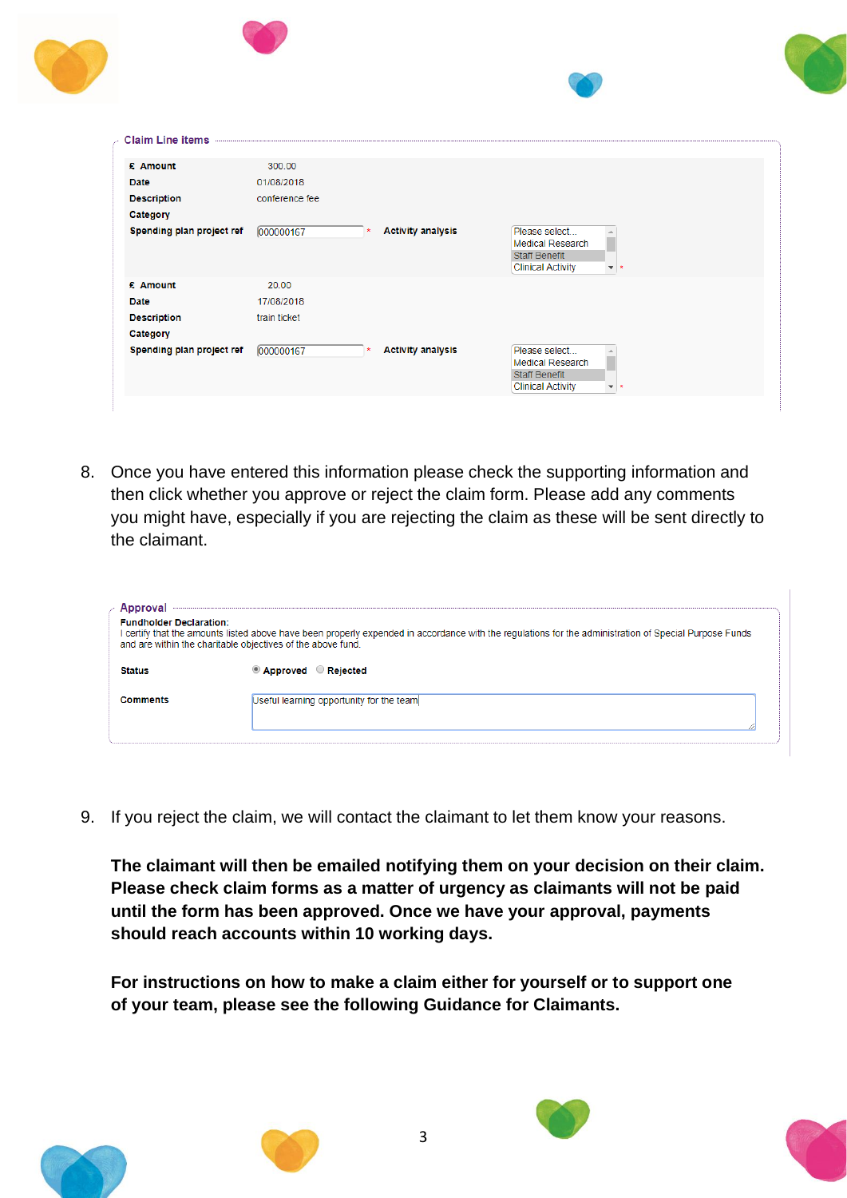**Claim Line items**

| | | | |
|---|---|---|---|
| £ Amount | 300.00 | | |
| Date | 01/08/2018 | | |
| Description | conference fee | | |
| Category | | | |
| Spending plan project ref | 000000167 * | Activity analysis | Please select... / Medical Research / Staff Benefit / Clinical Activity * |
| £ Amount | 20.00 | | |
| Date | 17/08/2018 | | |
| Description | train ticket | | |
| Category | | | |
| Spending plan project ref | 000000167 * | Activity analysis | Please select... / Medical Research / Staff Benefit / Clinical Activity * |

8. Once you have entered this information please check the supporting information and then click whether you approve or reject the claim form. Please add any comments you might have, especially if you are rejecting the claim as these will be sent directly to the claimant.

**Approval**

**Fundholder Declaration:**
I certify that the amounts listed above have been properly expended in accordance with the regulations for the administration of Special Purpose Funds and are within the charitable objectives of the above fund.

| | |
|---|---|
| Status | (•) Approved ( ) Rejected |
| Comments | Useful learning opportunity for the team |

9. If you reject the claim, we will contact the claimant to let them know your reasons.

**The claimant will then be emailed notifying them on your decision on their claim. Please check claim forms as a matter of urgency as claimants will not be paid until the form has been approved. Once we have your approval, payments should reach accounts within 10 working days.**

**For instructions on how to make a claim either for yourself or to support one of your team, please see the following Guidance for Claimants.**